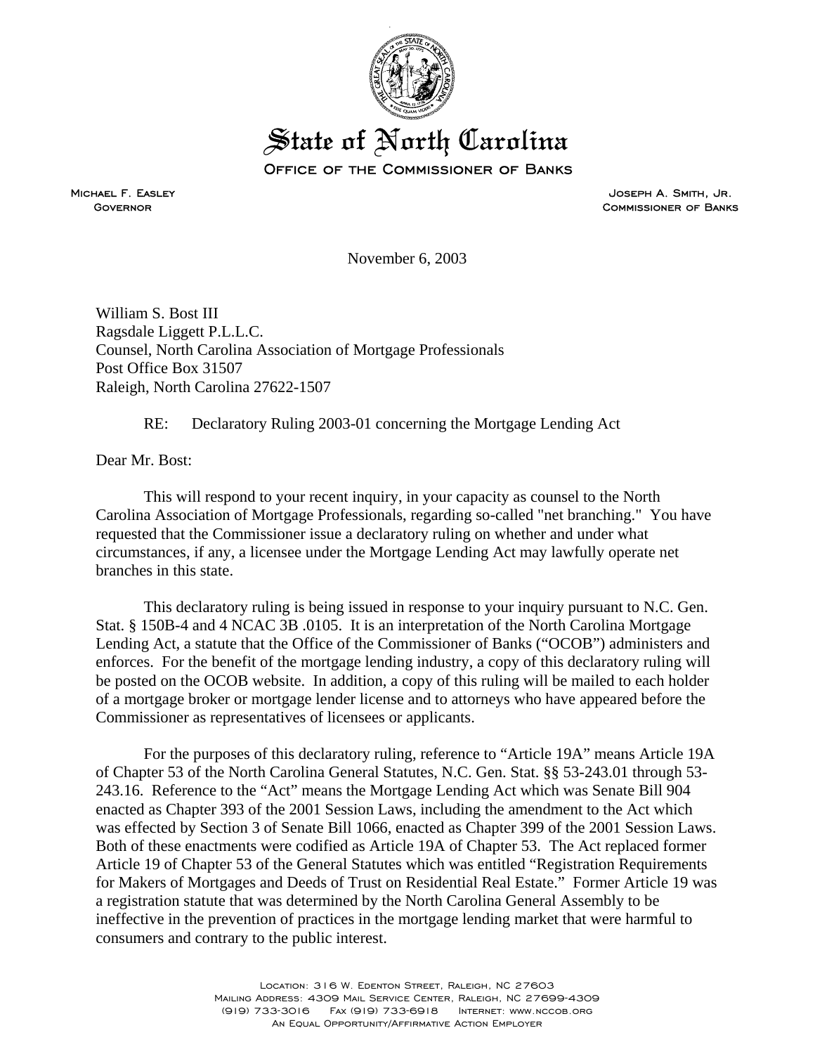# State of North Carolina

OFFICE OF THE COMMISSIONER OF BANKS

MICHAEL F. EASLEY
GOVERNOR

JOSEPH A. SMITH, JR.
COMMISSIONER OF BANKS

November 6, 2003

William S. Bost III
Ragsdale Liggett P.L.L.C.
Counsel, North Carolina Association of Mortgage Professionals
Post Office Box 31507
Raleigh, North Carolina 27622-1507

RE: Declaratory Ruling 2003-01 concerning the Mortgage Lending Act

Dear Mr. Bost:

This will respond to your recent inquiry, in your capacity as counsel to the North Carolina Association of Mortgage Professionals, regarding so-called "net branching." You have requested that the Commissioner issue a declaratory ruling on whether and under what circumstances, if any, a licensee under the Mortgage Lending Act may lawfully operate net branches in this state.

This declaratory ruling is being issued in response to your inquiry pursuant to N.C. Gen. Stat. § 150B-4 and 4 NCAC 3B .0105. It is an interpretation of the North Carolina Mortgage Lending Act, a statute that the Office of the Commissioner of Banks ("OCOB") administers and enforces. For the benefit of the mortgage lending industry, a copy of this declaratory ruling will be posted on the OCOB website. In addition, a copy of this ruling will be mailed to each holder of a mortgage broker or mortgage lender license and to attorneys who have appeared before the Commissioner as representatives of licensees or applicants.

For the purposes of this declaratory ruling, reference to "Article 19A" means Article 19A of Chapter 53 of the North Carolina General Statutes, N.C. Gen. Stat. §§ 53-243.01 through 53-243.16. Reference to the "Act" means the Mortgage Lending Act which was Senate Bill 904 enacted as Chapter 393 of the 2001 Session Laws, including the amendment to the Act which was effected by Section 3 of Senate Bill 1066, enacted as Chapter 399 of the 2001 Session Laws. Both of these enactments were codified as Article 19A of Chapter 53. The Act replaced former Article 19 of Chapter 53 of the General Statutes which was entitled "Registration Requirements for Makers of Mortgages and Deeds of Trust on Residential Real Estate." Former Article 19 was a registration statute that was determined by the North Carolina General Assembly to be ineffective in the prevention of practices in the mortgage lending market that were harmful to consumers and contrary to the public interest.

LOCATION: 316 W. EDENTON STREET, RALEIGH, NC 27603
MAILING ADDRESS: 4309 MAIL SERVICE CENTER, RALEIGH, NC 27699-4309
(919) 733-3016 FAX (919) 733-6918 INTERNET: WWW.NCCOB.ORG
AN EQUAL OPPORTUNITY/AFFIRMATIVE ACTION EMPLOYER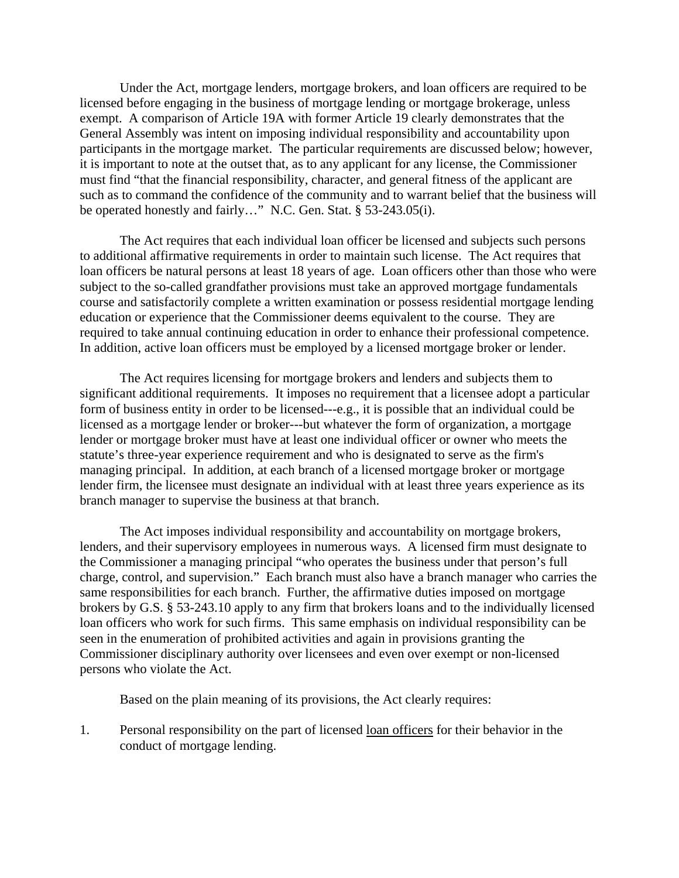Under the Act, mortgage lenders, mortgage brokers, and loan officers are required to be licensed before engaging in the business of mortgage lending or mortgage brokerage, unless exempt. A comparison of Article 19A with former Article 19 clearly demonstrates that the General Assembly was intent on imposing individual responsibility and accountability upon participants in the mortgage market. The particular requirements are discussed below; however, it is important to note at the outset that, as to any applicant for any license, the Commissioner must find "that the financial responsibility, character, and general fitness of the applicant are such as to command the confidence of the community and to warrant belief that the business will be operated honestly and fairly…" N.C. Gen. Stat. § 53-243.05(i).

The Act requires that each individual loan officer be licensed and subjects such persons to additional affirmative requirements in order to maintain such license. The Act requires that loan officers be natural persons at least 18 years of age. Loan officers other than those who were subject to the so-called grandfather provisions must take an approved mortgage fundamentals course and satisfactorily complete a written examination or possess residential mortgage lending education or experience that the Commissioner deems equivalent to the course. They are required to take annual continuing education in order to enhance their professional competence. In addition, active loan officers must be employed by a licensed mortgage broker or lender.

The Act requires licensing for mortgage brokers and lenders and subjects them to significant additional requirements. It imposes no requirement that a licensee adopt a particular form of business entity in order to be licensed---e.g., it is possible that an individual could be licensed as a mortgage lender or broker---but whatever the form of organization, a mortgage lender or mortgage broker must have at least one individual officer or owner who meets the statute's three-year experience requirement and who is designated to serve as the firm's managing principal. In addition, at each branch of a licensed mortgage broker or mortgage lender firm, the licensee must designate an individual with at least three years experience as its branch manager to supervise the business at that branch.

The Act imposes individual responsibility and accountability on mortgage brokers, lenders, and their supervisory employees in numerous ways. A licensed firm must designate to the Commissioner a managing principal "who operates the business under that person's full charge, control, and supervision." Each branch must also have a branch manager who carries the same responsibilities for each branch. Further, the affirmative duties imposed on mortgage brokers by G.S. § 53-243.10 apply to any firm that brokers loans and to the individually licensed loan officers who work for such firms. This same emphasis on individual responsibility can be seen in the enumeration of prohibited activities and again in provisions granting the Commissioner disciplinary authority over licensees and even over exempt or non-licensed persons who violate the Act.

Based on the plain meaning of its provisions, the Act clearly requires:

1. Personal responsibility on the part of licensed <u>loan officers</u> for their behavior in the conduct of mortgage lending.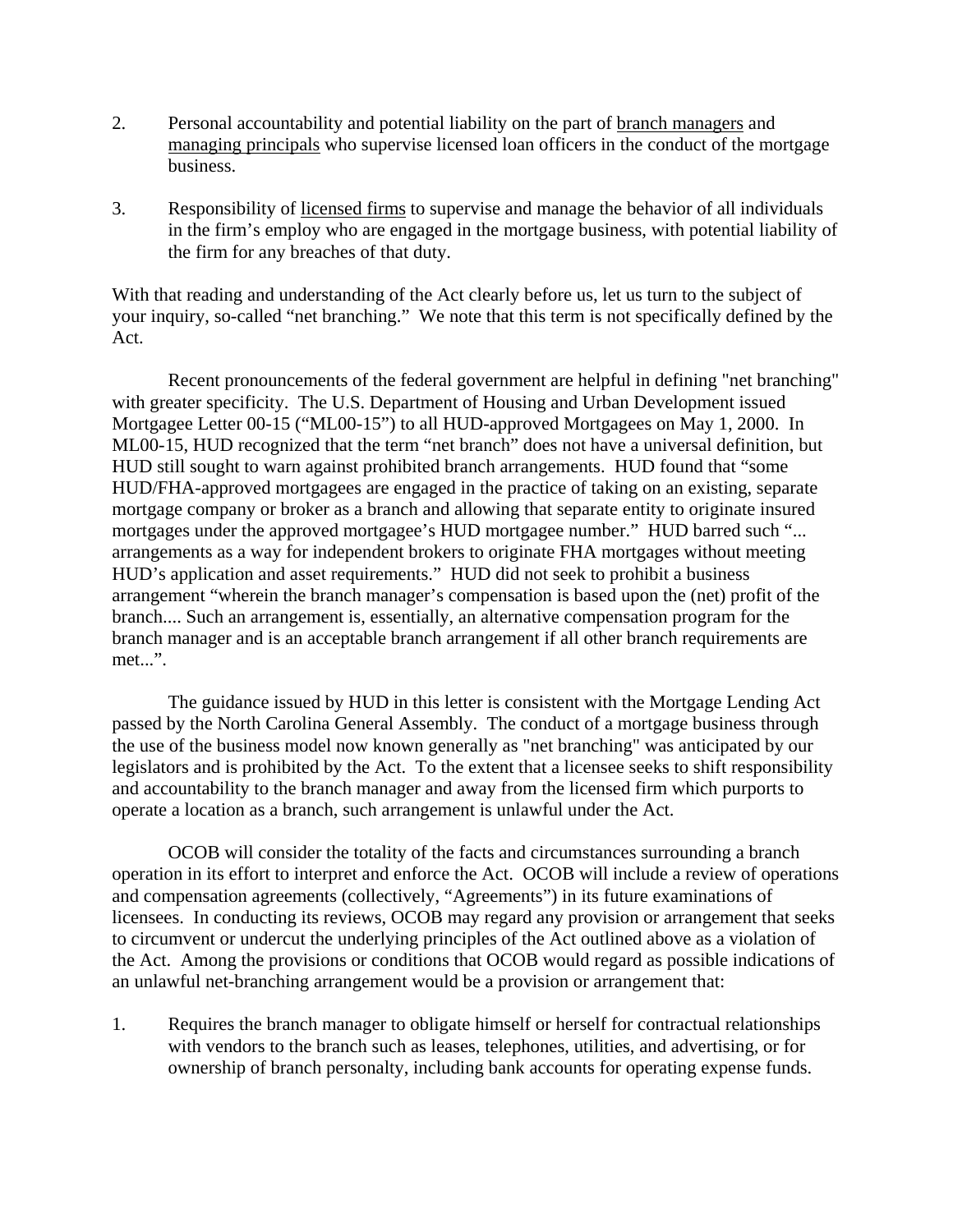2. Personal accountability and potential liability on the part of <u>branch managers</u> and <u>managing principals</u> who supervise licensed loan officers in the conduct of the mortgage business.

3. Responsibility of <u>licensed firms</u> to supervise and manage the behavior of all individuals in the firm's employ who are engaged in the mortgage business, with potential liability of the firm for any breaches of that duty.

With that reading and understanding of the Act clearly before us, let us turn to the subject of your inquiry, so-called "net branching." We note that this term is not specifically defined by the Act.

Recent pronouncements of the federal government are helpful in defining "net branching" with greater specificity. The U.S. Department of Housing and Urban Development issued Mortgagee Letter 00-15 ("ML00-15") to all HUD-approved Mortgagees on May 1, 2000. In ML00-15, HUD recognized that the term "net branch" does not have a universal definition, but HUD still sought to warn against prohibited branch arrangements. HUD found that "some HUD/FHA-approved mortgagees are engaged in the practice of taking on an existing, separate mortgage company or broker as a branch and allowing that separate entity to originate insured mortgages under the approved mortgagee's HUD mortgagee number." HUD barred such "... arrangements as a way for independent brokers to originate FHA mortgages without meeting HUD's application and asset requirements." HUD did not seek to prohibit a business arrangement "wherein the branch manager's compensation is based upon the (net) profit of the branch.... Such an arrangement is, essentially, an alternative compensation program for the branch manager and is an acceptable branch arrangement if all other branch requirements are met...".

The guidance issued by HUD in this letter is consistent with the Mortgage Lending Act passed by the North Carolina General Assembly. The conduct of a mortgage business through the use of the business model now known generally as "net branching" was anticipated by our legislators and is prohibited by the Act. To the extent that a licensee seeks to shift responsibility and accountability to the branch manager and away from the licensed firm which purports to operate a location as a branch, such arrangement is unlawful under the Act.

OCOB will consider the totality of the facts and circumstances surrounding a branch operation in its effort to interpret and enforce the Act. OCOB will include a review of operations and compensation agreements (collectively, "Agreements") in its future examinations of licensees. In conducting its reviews, OCOB may regard any provision or arrangement that seeks to circumvent or undercut the underlying principles of the Act outlined above as a violation of the Act. Among the provisions or conditions that OCOB would regard as possible indications of an unlawful net-branching arrangement would be a provision or arrangement that:

1. Requires the branch manager to obligate himself or herself for contractual relationships with vendors to the branch such as leases, telephones, utilities, and advertising, or for ownership of branch personalty, including bank accounts for operating expense funds.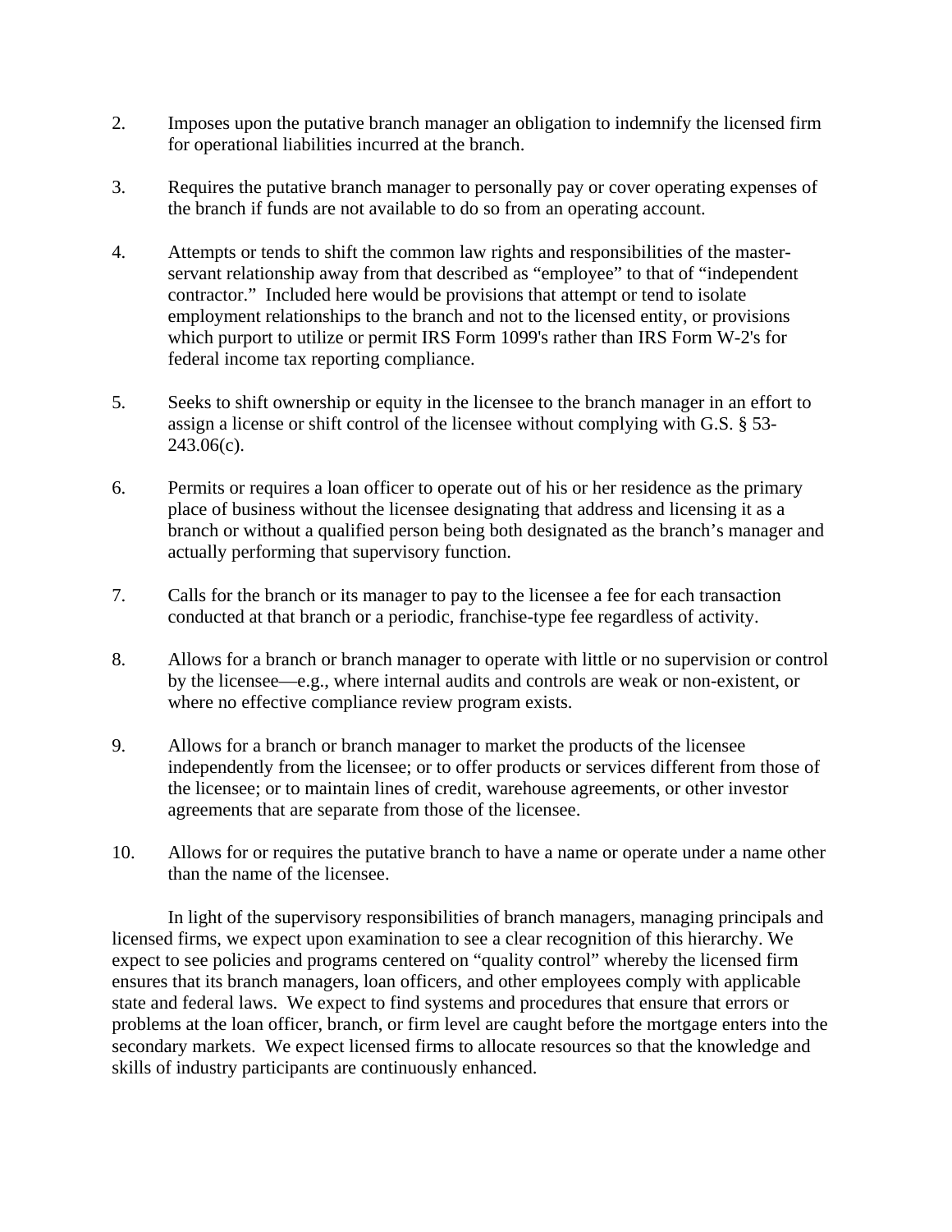2. Imposes upon the putative branch manager an obligation to indemnify the licensed firm for operational liabilities incurred at the branch.

3. Requires the putative branch manager to personally pay or cover operating expenses of the branch if funds are not available to do so from an operating account.

4. Attempts or tends to shift the common law rights and responsibilities of the master-servant relationship away from that described as "employee" to that of "independent contractor." Included here would be provisions that attempt or tend to isolate employment relationships to the branch and not to the licensed entity, or provisions which purport to utilize or permit IRS Form 1099's rather than IRS Form W-2's for federal income tax reporting compliance.

5. Seeks to shift ownership or equity in the licensee to the branch manager in an effort to assign a license or shift control of the licensee without complying with G.S. § 53-243.06(c).

6. Permits or requires a loan officer to operate out of his or her residence as the primary place of business without the licensee designating that address and licensing it as a branch or without a qualified person being both designated as the branch's manager and actually performing that supervisory function.

7. Calls for the branch or its manager to pay to the licensee a fee for each transaction conducted at that branch or a periodic, franchise-type fee regardless of activity.

8. Allows for a branch or branch manager to operate with little or no supervision or control by the licensee—e.g., where internal audits and controls are weak or non-existent, or where no effective compliance review program exists.

9. Allows for a branch or branch manager to market the products of the licensee independently from the licensee; or to offer products or services different from those of the licensee; or to maintain lines of credit, warehouse agreements, or other investor agreements that are separate from those of the licensee.

10. Allows for or requires the putative branch to have a name or operate under a name other than the name of the licensee.

In light of the supervisory responsibilities of branch managers, managing principals and licensed firms, we expect upon examination to see a clear recognition of this hierarchy. We expect to see policies and programs centered on "quality control" whereby the licensed firm ensures that its branch managers, loan officers, and other employees comply with applicable state and federal laws. We expect to find systems and procedures that ensure that errors or problems at the loan officer, branch, or firm level are caught before the mortgage enters into the secondary markets. We expect licensed firms to allocate resources so that the knowledge and skills of industry participants are continuously enhanced.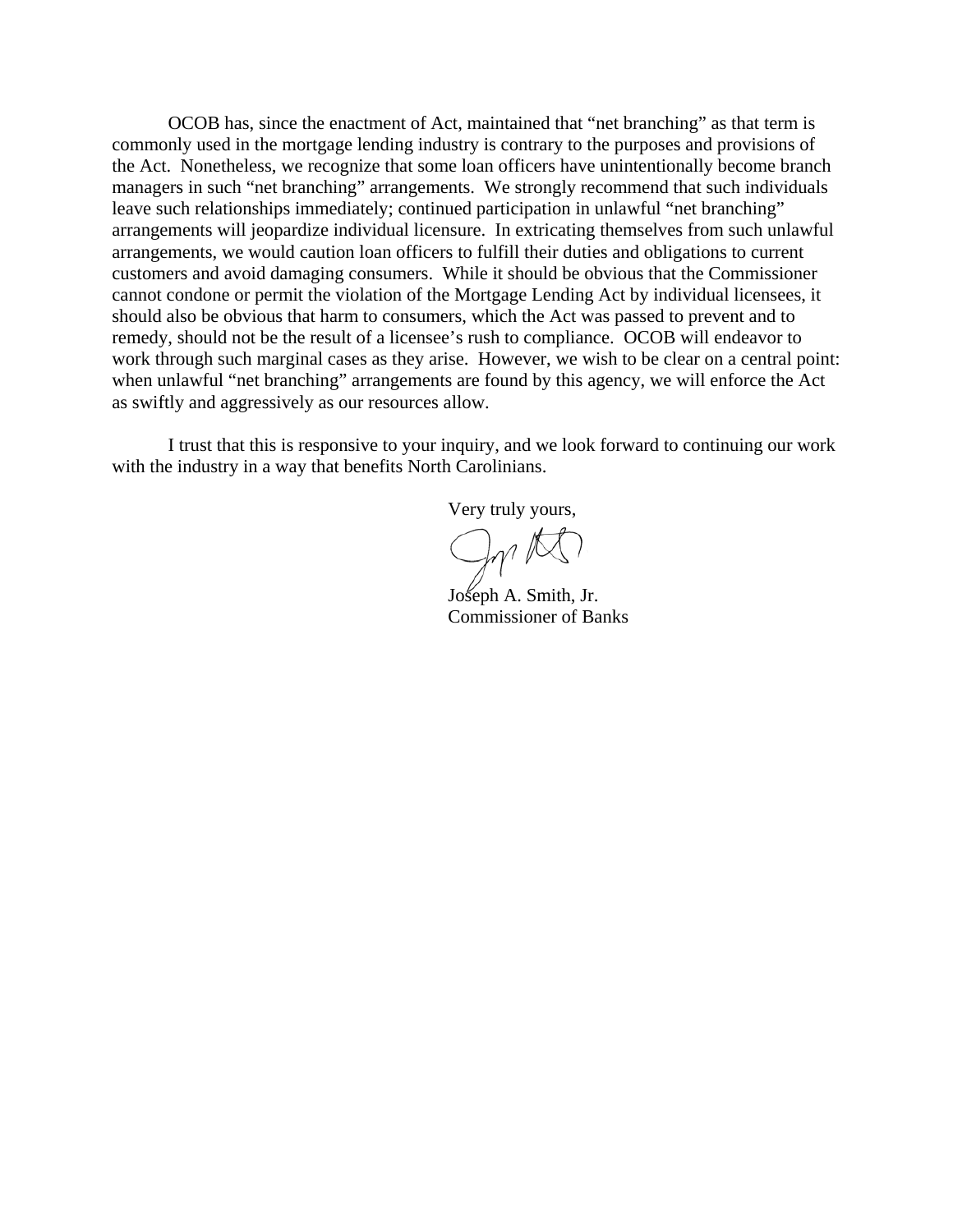OCOB has, since the enactment of Act, maintained that "net branching" as that term is commonly used in the mortgage lending industry is contrary to the purposes and provisions of the Act. Nonetheless, we recognize that some loan officers have unintentionally become branch managers in such "net branching" arrangements. We strongly recommend that such individuals leave such relationships immediately; continued participation in unlawful "net branching" arrangements will jeopardize individual licensure. In extricating themselves from such unlawful arrangements, we would caution loan officers to fulfill their duties and obligations to current customers and avoid damaging consumers. While it should be obvious that the Commissioner cannot condone or permit the violation of the Mortgage Lending Act by individual licensees, it should also be obvious that harm to consumers, which the Act was passed to prevent and to remedy, should not be the result of a licensee's rush to compliance. OCOB will endeavor to work through such marginal cases as they arise. However, we wish to be clear on a central point: when unlawful "net branching" arrangements are found by this agency, we will enforce the Act as swiftly and aggressively as our resources allow.

I trust that this is responsive to your inquiry, and we look forward to continuing our work with the industry in a way that benefits North Carolinians.

Very truly yours,

Joseph A. Smith, Jr.
Commissioner of Banks